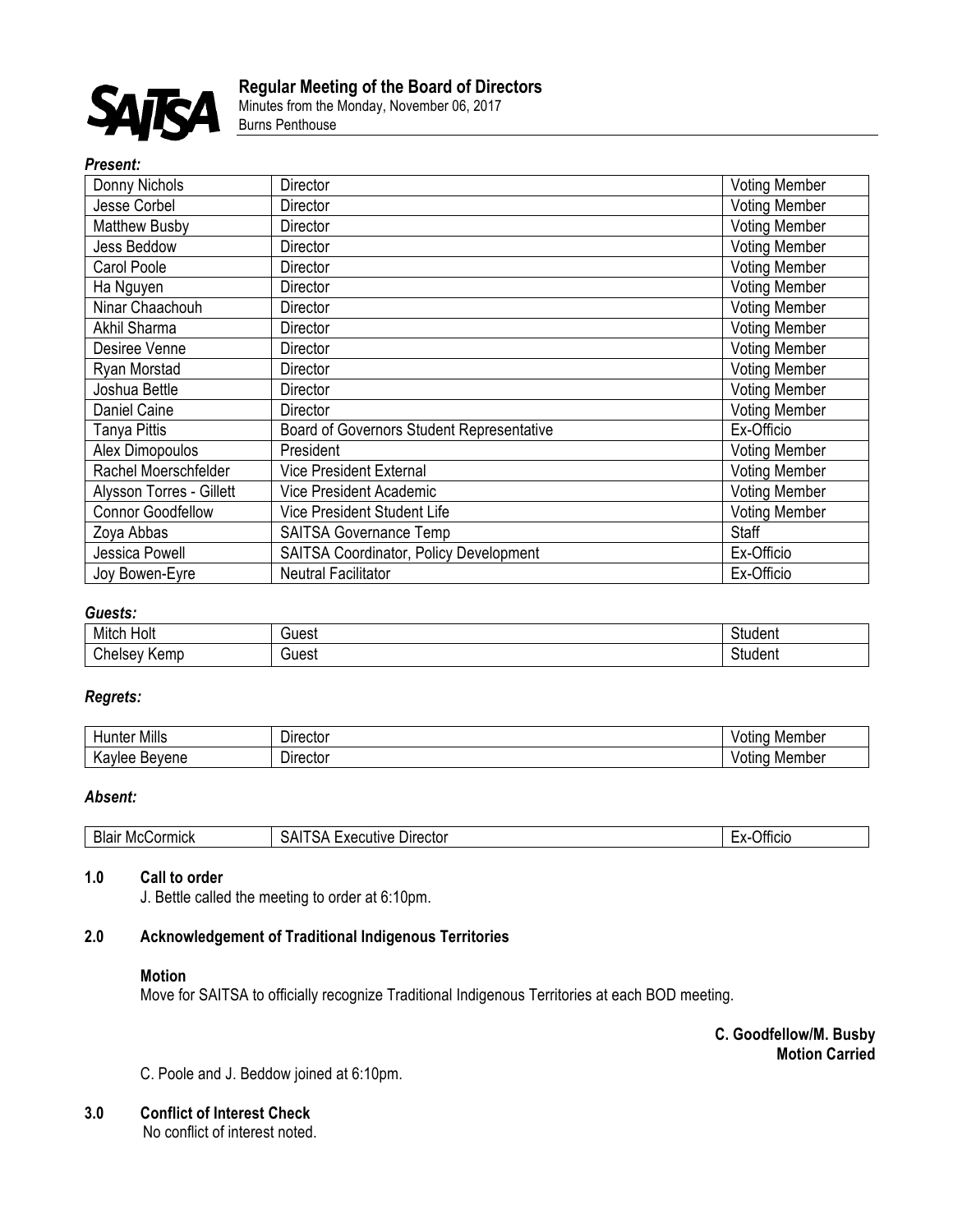SAITSA

# Regular Meeting of the Board of Directors

Minutes from the Monday, November 06, 2017
Burns Penthouse

***Present:***

| | | |
|---|---|---|
| Donny Nichols | Director | Voting Member |
| Jesse Corbel | Director | Voting Member |
| Matthew Busby | Director | Voting Member |
| Jess Beddow | Director | Voting Member |
| Carol Poole | Director | Voting Member |
| Ha Nguyen | Director | Voting Member |
| Ninar Chaachouh | Director | Voting Member |
| Akhil Sharma | Director | Voting Member |
| Desiree Venne | Director | Voting Member |
| Ryan Morstad | Director | Voting Member |
| Joshua Bettle | Director | Voting Member |
| Daniel Caine | Director | Voting Member |
| Tanya Pittis | Board of Governors Student Representative | Ex-Officio |
| Alex Dimopoulos | President | Voting Member |
| Rachel Moerschfelder | Vice President External | Voting Member |
| Alysson Torres - Gillett | Vice President Academic | Voting Member |
| Connor Goodfellow | Vice President Student Life | Voting Member |
| Zoya Abbas | SAITSA Governance Temp | Staff |
| Jessica Powell | SAITSA Coordinator, Policy Development | Ex-Officio |
| Joy Bowen-Eyre | Neutral Facilitator | Ex-Officio |

***Guests:***

| | | |
|---|---|---|
| Mitch Holt | Guest | Student |
| Chelsey Kemp | Guest | Student |

***Regrets:***

| | | |
|---|---|---|
| Hunter Mills | Director | Voting Member |
| Kaylee Beyene | Director | Voting Member |

***Absent:***

| | | |
|---|---|---|
| Blair McCormick | SAITSA Executive Director | Ex-Officio |

## 1.0 Call to order

J. Bettle called the meeting to order at 6:10pm.

## 2.0 Acknowledgement of Traditional Indigenous Territories

**Motion**

Move for SAITSA to officially recognize Traditional Indigenous Territories at each BOD meeting.

**C. Goodfellow/M. Busby**
**Motion Carried**

C. Poole and J. Beddow joined at 6:10pm.

## 3.0 Conflict of Interest Check

No conflict of interest noted.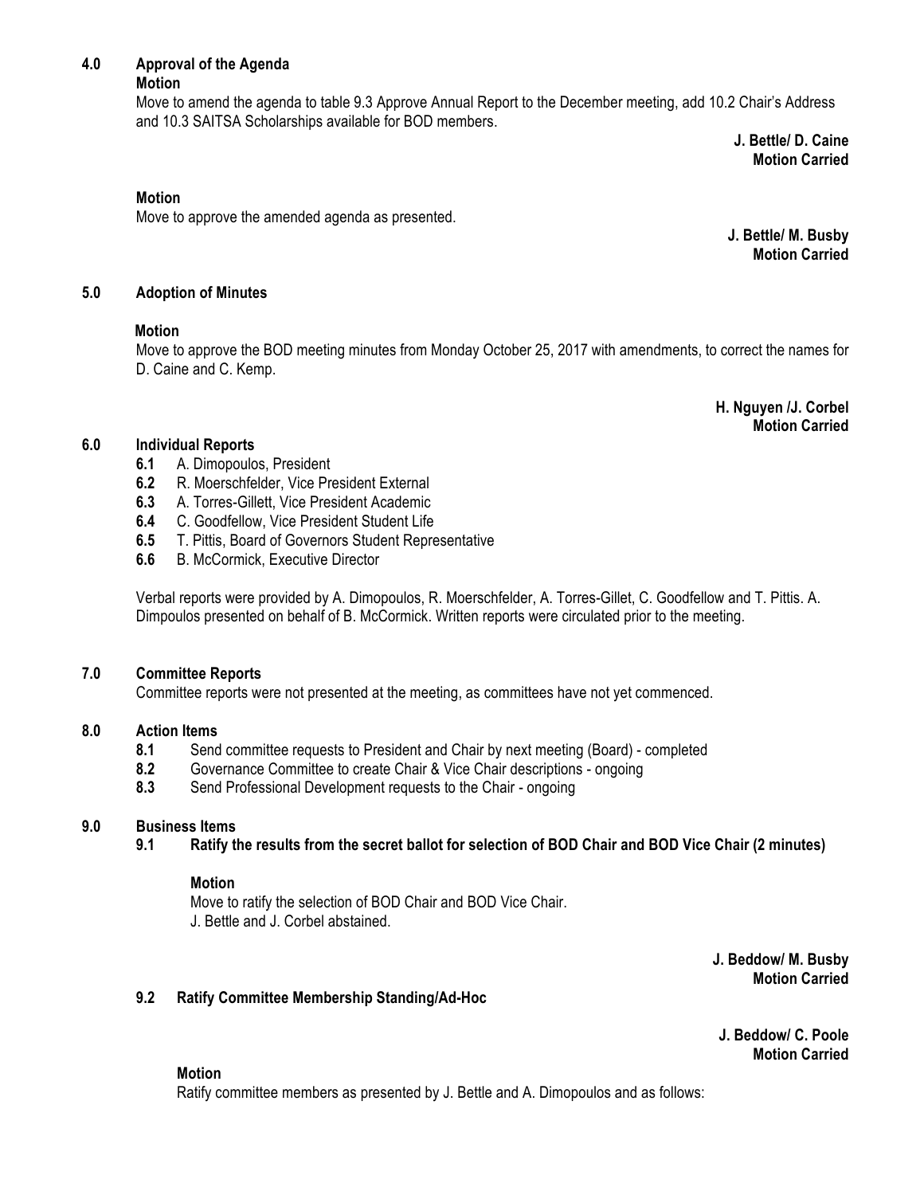## 4.0 Approval of the Agenda

**Motion**

Move to amend the agenda to table 9.3 Approve Annual Report to the December meeting, add 10.2 Chair's Address and 10.3 SAITSA Scholarships available for BOD members.

**J. Bettle/ D. Caine**
**Motion Carried**

**Motion**

Move to approve the amended agenda as presented.

**J. Bettle/ M. Busby**
**Motion Carried**

## 5.0 Adoption of Minutes

**Motion**

Move to approve the BOD meeting minutes from Monday October 25, 2017 with amendments, to correct the names for D. Caine and C. Kemp.

**H. Nguyen /J. Corbel**
**Motion Carried**

## 6.0 Individual Reports

- **6.1** A. Dimopoulos, President
- **6.2** R. Moerschfelder, Vice President External
- **6.3** A. Torres-Gillett, Vice President Academic
- **6.4** C. Goodfellow, Vice President Student Life
- **6.5** T. Pittis, Board of Governors Student Representative
- **6.6** B. McCormick, Executive Director

Verbal reports were provided by A. Dimopoulos, R. Moerschfelder, A. Torres-Gillet, C. Goodfellow and T. Pittis. A. Dimpoulos presented on behalf of B. McCormick. Written reports were circulated prior to the meeting.

## 7.0 Committee Reports

Committee reports were not presented at the meeting, as committees have not yet commenced.

## 8.0 Action Items

- **8.1** Send committee requests to President and Chair by next meeting (Board) - completed
- **8.2** Governance Committee to create Chair & Vice Chair descriptions - ongoing
- **8.3** Send Professional Development requests to the Chair - ongoing

## 9.0 Business Items

### 9.1 Ratify the results from the secret ballot for selection of BOD Chair and BOD Vice Chair (2 minutes)

**Motion**

Move to ratify the selection of BOD Chair and BOD Vice Chair.
J. Bettle and J. Corbel abstained.

**J. Beddow/ M. Busby**
**Motion Carried**

### 9.2 Ratify Committee Membership Standing/Ad-Hoc

**J. Beddow/ C. Poole**
**Motion Carried**

**Motion**

Ratify committee members as presented by J. Bettle and A. Dimopoulos and as follows: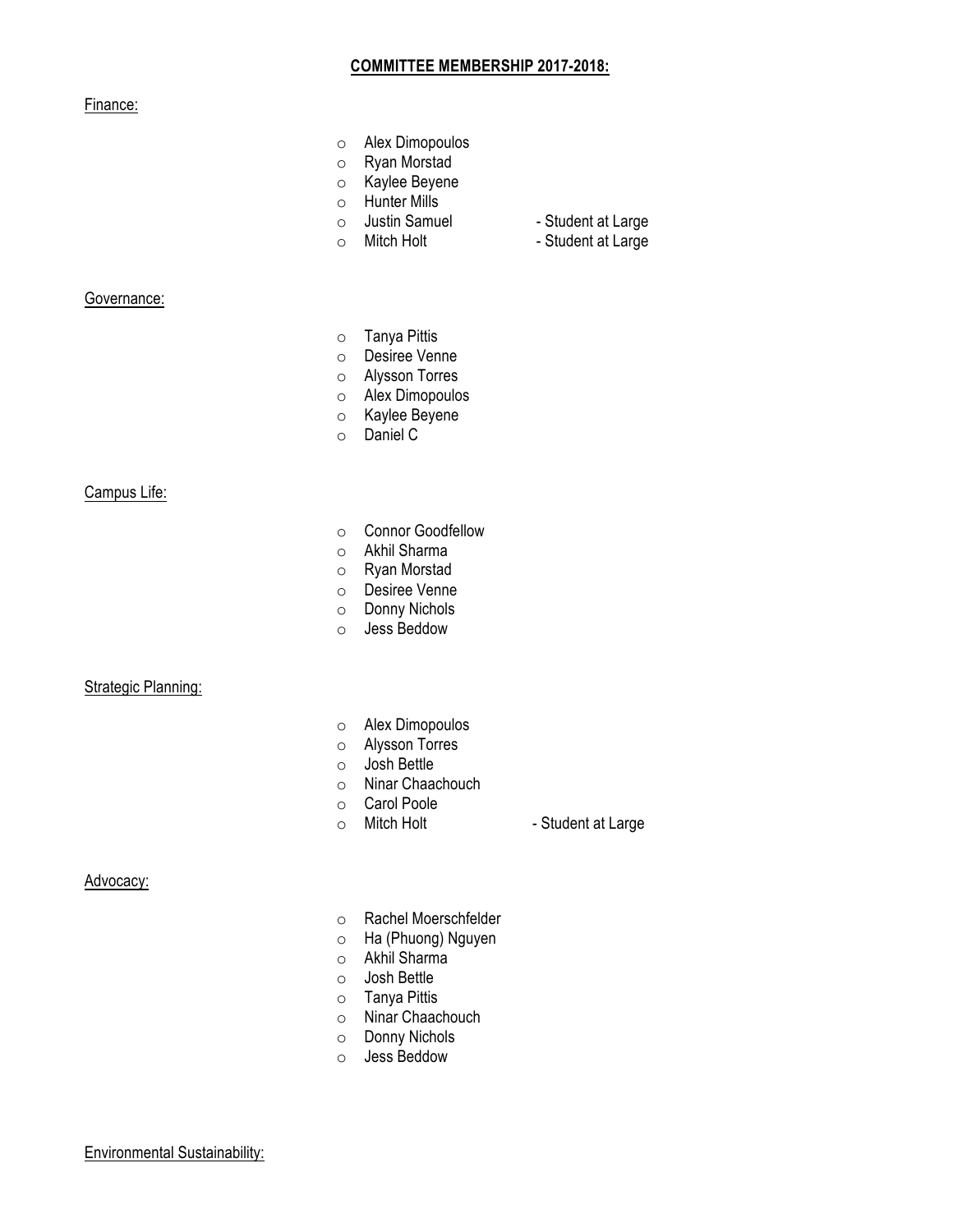## COMMITTEE MEMBERSHIP 2017-2018:

Finance:

- Alex Dimopoulos
- Ryan Morstad
- Kaylee Beyene
- Hunter Mills
- Justin Samuel - Student at Large
- Mitch Holt - Student at Large

Governance:

- Tanya Pittis
- Desiree Venne
- Alysson Torres
- Alex Dimopoulos
- Kaylee Beyene
- Daniel C

Campus Life:

- Connor Goodfellow
- Akhil Sharma
- Ryan Morstad
- Desiree Venne
- Donny Nichols
- Jess Beddow

Strategic Planning:

- Alex Dimopoulos
- Alysson Torres
- Josh Bettle
- Ninar Chaachouch
- Carol Poole
- Mitch Holt - Student at Large

Advocacy:

- Rachel Moerschfelder
- Ha (Phuong) Nguyen
- Akhil Sharma
- Josh Bettle
- Tanya Pittis
- Ninar Chaachouch
- Donny Nichols
- Jess Beddow

Environmental Sustainability: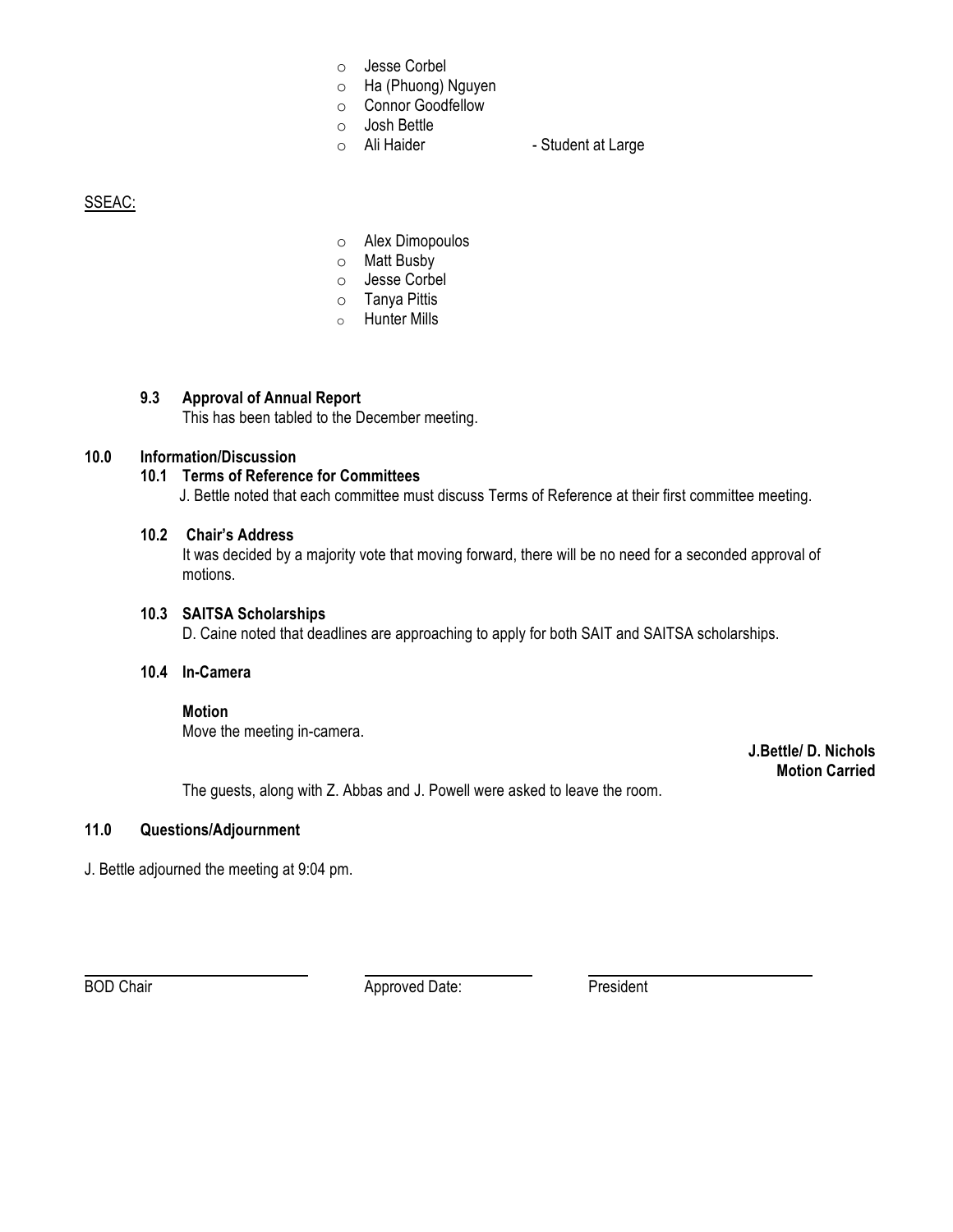- Jesse Corbel
- Ha (Phuong) Nguyen
- Connor Goodfellow
- Josh Bettle
- Ali Haider - Student at Large

SSEAC:

- Alex Dimopoulos
- Matt Busby
- Jesse Corbel
- Tanya Pittis
- Hunter Mills

### 9.3 Approval of Annual Report

This has been tabled to the December meeting.

## 10.0 Information/Discussion

### 10.1 Terms of Reference for Committees

J. Bettle noted that each committee must discuss Terms of Reference at their first committee meeting.

### 10.2 Chair's Address

It was decided by a majority vote that moving forward, there will be no need for a seconded approval of motions.

### 10.3 SAITSA Scholarships

D. Caine noted that deadlines are approaching to apply for both SAIT and SAITSA scholarships.

### 10.4 In-Camera

**Motion**

Move the meeting in-camera.

**J.Bettle/ D. Nichols**
**Motion Carried**

The guests, along with Z. Abbas and J. Powell were asked to leave the room.

## 11.0 Questions/Adjournment

J. Bettle adjourned the meeting at 9:04 pm.

BOD Chair

Approved Date:

President